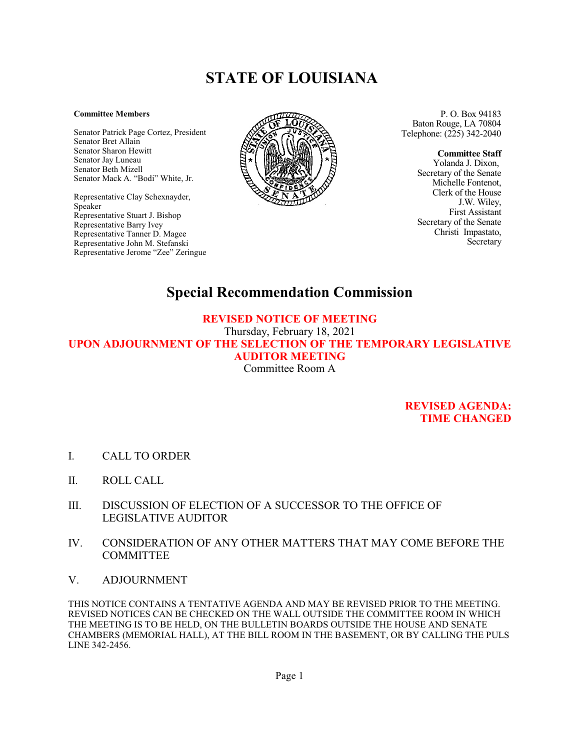# STATE OF LOUISIANA

**Committee Members**

Senator Patrick Page Cortez, President
Senator Bret Allain
Senator Sharon Hewitt
Senator Jay Luneau
Senator Beth Mizell
Senator Mack A. "Bodi" White, Jr.

Representative Clay Schexnayder, Speaker
Representative Stuart J. Bishop
Representative Barry Ivey
Representative Tanner D. Magee
Representative John M. Stefanski
Representative Jerome "Zee" Zeringue

P. O. Box 94183
Baton Rouge, LA 70804
Telephone: (225) 342-2040

**Committee Staff**
Yolanda J. Dixon,
Secretary of the Senate
Michelle Fontenot,
Clerk of the House
J.W. Wiley,
First Assistant
Secretary of the Senate
Christi Impastato,
Secretary

## Special Recommendation Commission

**REVISED NOTICE OF MEETING**

Thursday, February 18, 2021

**UPON ADJOURNMENT OF THE SELECTION OF THE TEMPORARY LEGISLATIVE AUDITOR MEETING**

Committee Room A

**REVISED AGENDA: TIME CHANGED**

I. CALL TO ORDER

II. ROLL CALL

III. DISCUSSION OF ELECTION OF A SUCCESSOR TO THE OFFICE OF LEGISLATIVE AUDITOR

IV. CONSIDERATION OF ANY OTHER MATTERS THAT MAY COME BEFORE THE COMMITTEE

V. ADJOURNMENT

THIS NOTICE CONTAINS A TENTATIVE AGENDA AND MAY BE REVISED PRIOR TO THE MEETING. REVISED NOTICES CAN BE CHECKED ON THE WALL OUTSIDE THE COMMITTEE ROOM IN WHICH THE MEETING IS TO BE HELD, ON THE BULLETIN BOARDS OUTSIDE THE HOUSE AND SENATE CHAMBERS (MEMORIAL HALL), AT THE BILL ROOM IN THE BASEMENT, OR BY CALLING THE PULS LINE 342-2456.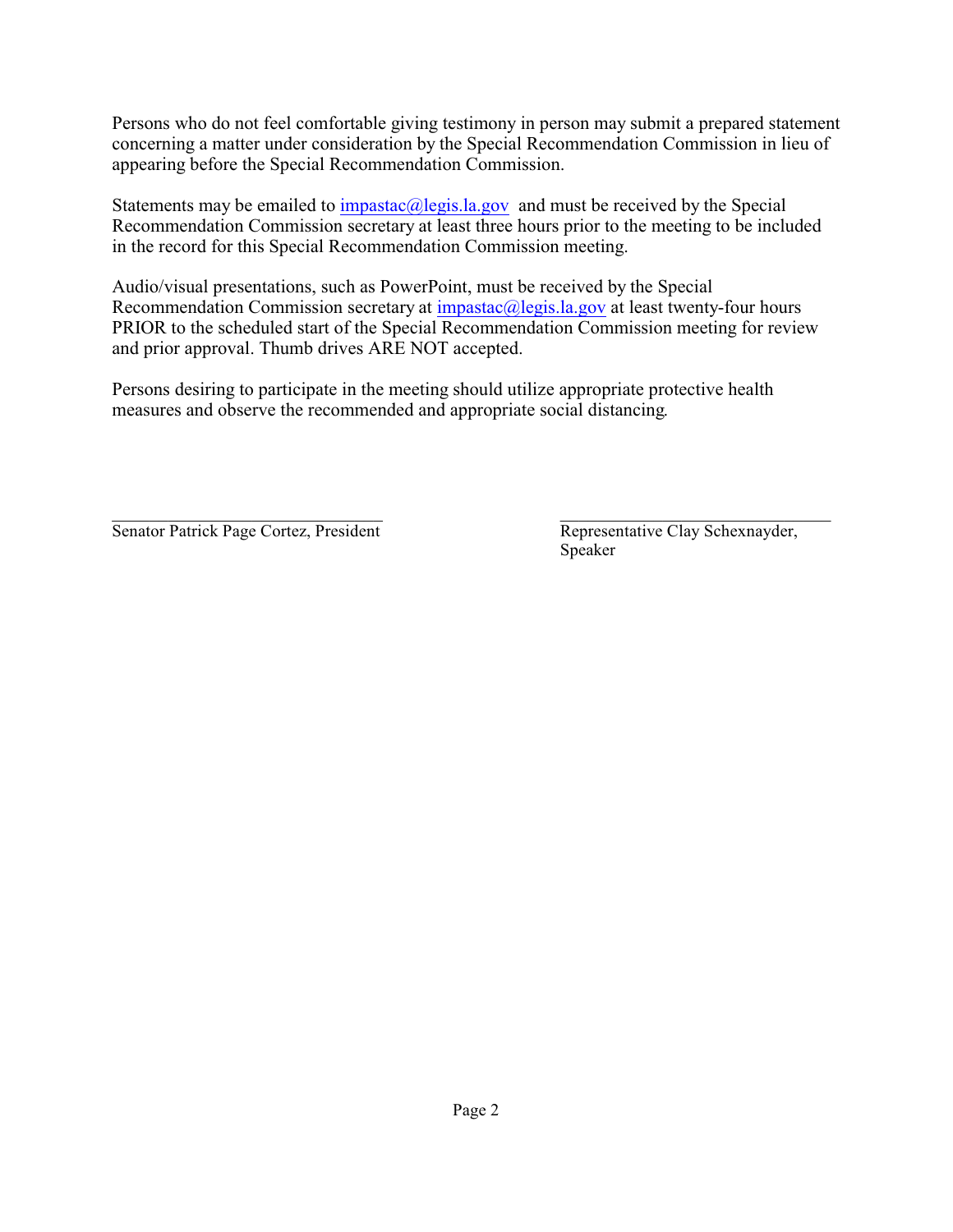Persons who do not feel comfortable giving testimony in person may submit a prepared statement concerning a matter under consideration by the Special Recommendation Commission in lieu of appearing before the Special Recommendation Commission.

Statements may be emailed to impastac@legis.la.gov and must be received by the Special Recommendation Commission secretary at least three hours prior to the meeting to be included in the record for this Special Recommendation Commission meeting.

Audio/visual presentations, such as PowerPoint, must be received by the Special Recommendation Commission secretary at impastac@legis.la.gov at least twenty-four hours PRIOR to the scheduled start of the Special Recommendation Commission meeting for review and prior approval. Thumb drives ARE NOT accepted.

Persons desiring to participate in the meeting should utilize appropriate protective health measures and observe the recommended and appropriate social distancing.

\_\_\_\_\_\_\_\_\_\_\_\_\_\_\_\_\_\_\_\_\_\_\_\_\_\_\_\_\_\_
Senator Patrick Page Cortez, President

\_\_\_\_\_\_\_\_\_\_\_\_\_\_\_\_\_\_\_\_\_\_\_\_\_\_\_\_\_\_
Representative Clay Schexnayder, Speaker